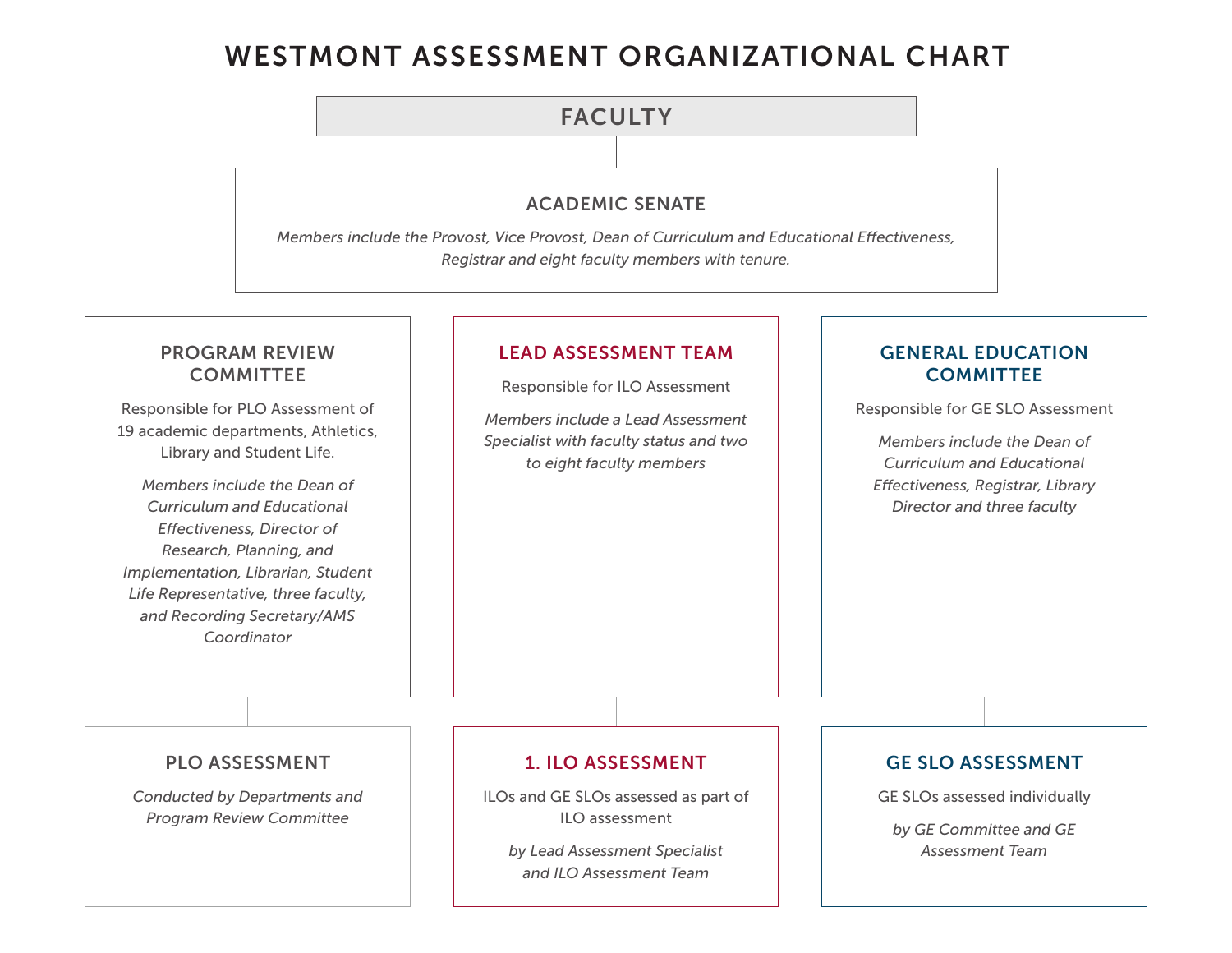# WESTMONT ASSESSMENT ORGANIZATIONAL CHART

## FACULTY

## ACADEMIC SENATE

*Members include the Provost, Vice Provost, Dean of Curriculum and Educational Effectiveness, Registrar and eight faculty members with tenure.*

### PROGRAM REVIEW COMMITTEE

Responsible for PLO Assessment of 19 academic departments, Athletics, Library and Student Life.

*Members include the Dean of Curriculum and Educational Effectiveness, Director of Research, Planning, and Implementation, Librarian, Student Life Representative, three faculty, and Recording Secretary/AMS Coordinator*

### LEAD ASSESSMENT TEAM

Responsible for ILO Assessment

*Members include a Lead Assessment Specialist with faculty status and two to eight faculty members*

### GENERAL EDUCATION COMMITTEE

Responsible for GE SLO Assessment

*Members include the Dean of Curriculum and Educational Effectiveness, Registrar, Library Director and three faculty*

### PLO ASSESSMENT

*Conducted by Departments and Program Review Committee*

### 1. ILO ASSESSMENT

ILOs and GE SLOs assessed as part of ILO assessment

*by Lead Assessment Specialist and ILO Assessment Team*

### GE SLO ASSESSMENT

GE SLOs assessed individually

*by GE Committee and GE Assessment Team*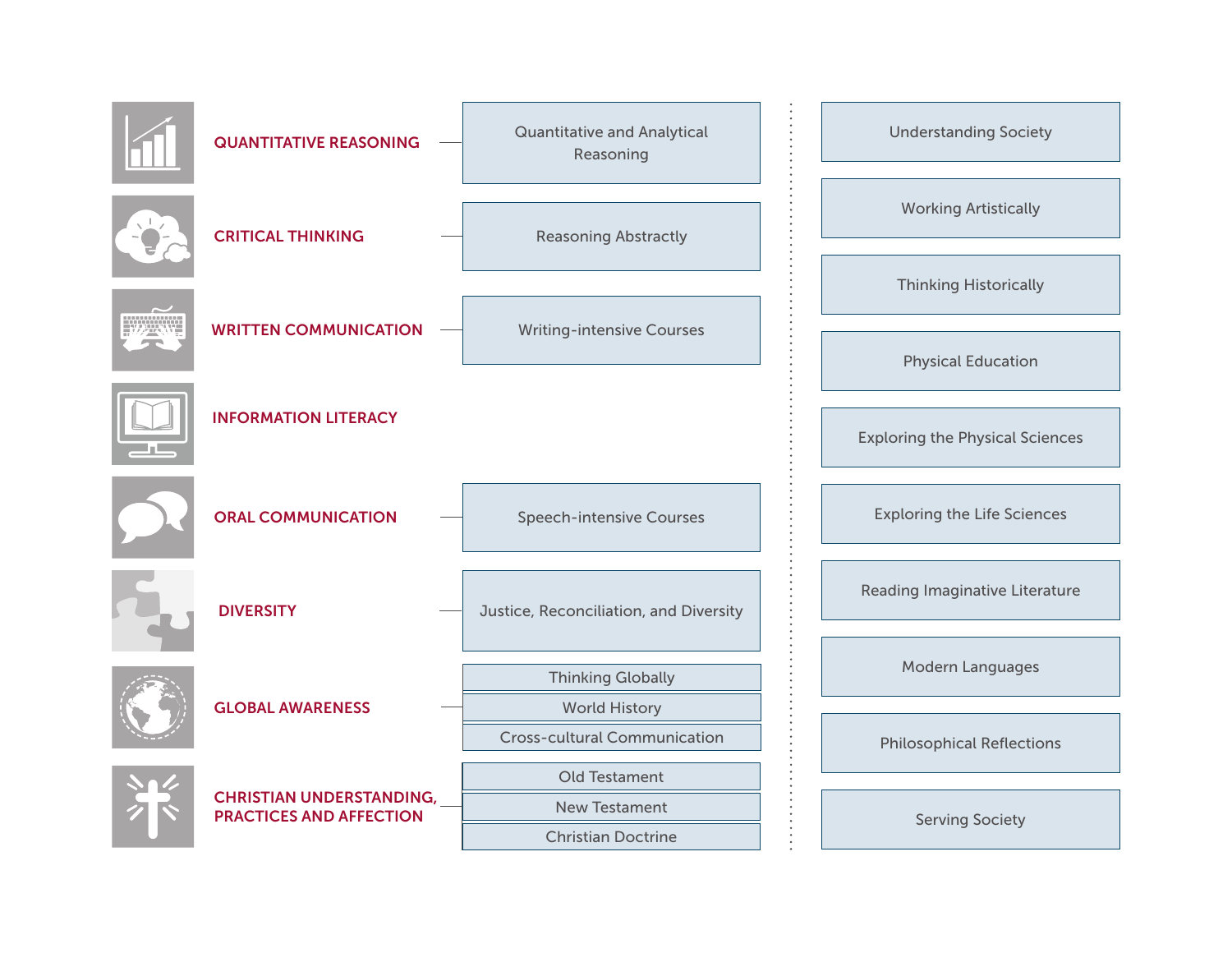QUANTITATIVE REASONING — Quantitative and Analytical Reasoning

CRITICAL THINKING — Reasoning Abstractly

WRITTEN COMMUNICATION — Writing-intensive Courses

INFORMATION LITERACY

ORAL COMMUNICATION — Speech-intensive Courses

DIVERSITY — Justice, Reconciliation, and Diversity

GLOBAL AWARENESS — Thinking Globally, World History, Cross-cultural Communication

CHRISTIAN UNDERSTANDING, PRACTICES AND AFFECTION — Old Testament, New Testament, Christian Doctrine

Understanding Society

Working Artistically

Thinking Historically

Physical Education

Exploring the Physical Sciences

Exploring the Life Sciences

Reading Imaginative Literature

Modern Languages

Philosophical Reflections

Serving Society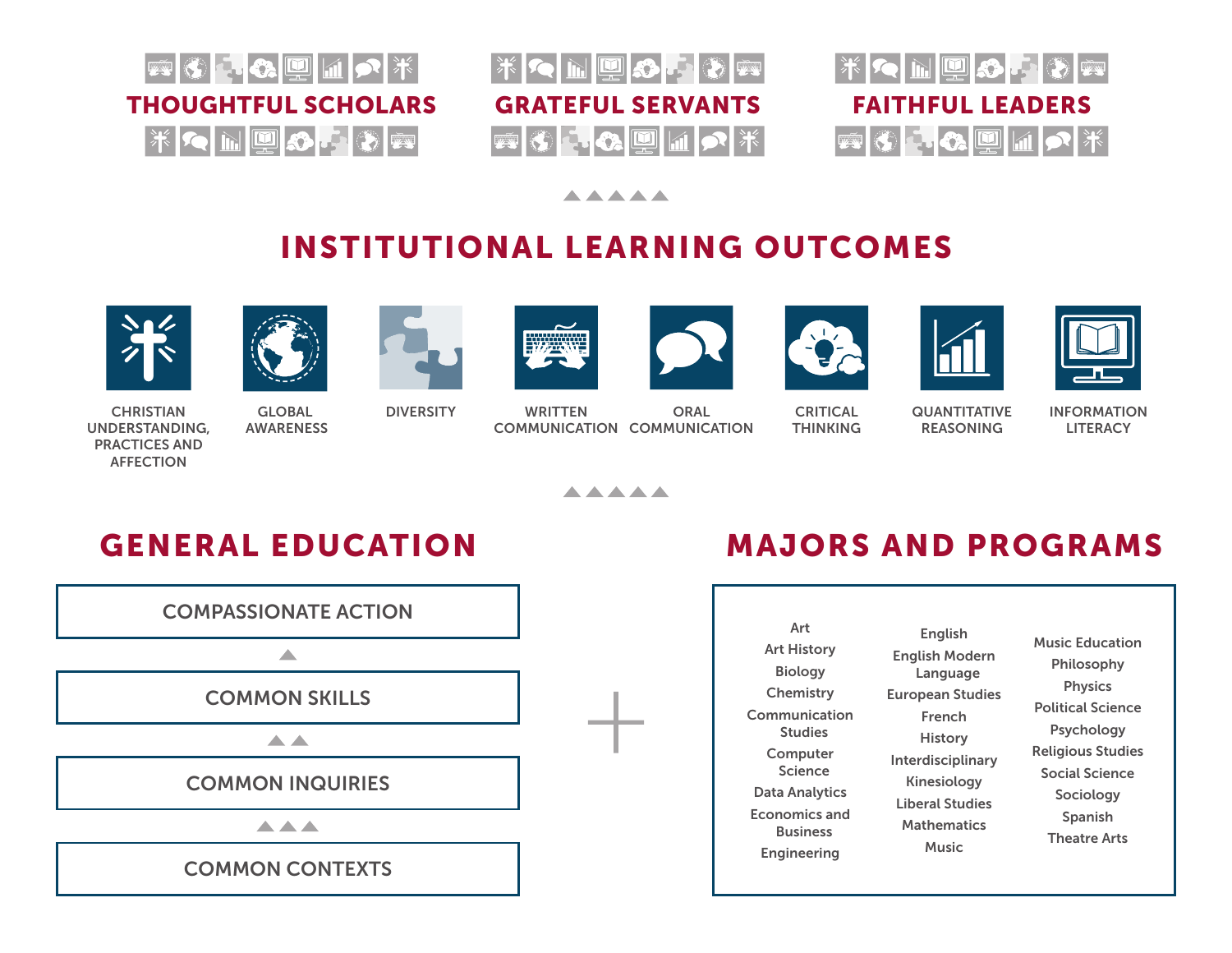## THOUGHTFUL SCHOLARS

## GRATEFUL SERVANTS

## FAITHFUL LEADERS

# INSTITUTIONAL LEARNING OUTCOMES

- CHRISTIAN UNDERSTANDING, PRACTICES AND AFFECTION
- GLOBAL AWARENESS
- DIVERSITY
- WRITTEN COMMUNICATION
- ORAL COMMUNICATION
- CRITICAL THINKING
- QUANTITATIVE REASONING
- INFORMATION LITERACY

## GENERAL EDUCATION

- COMPASSIONATE ACTION
- COMMON SKILLS
- COMMON INQUIRIES
- COMMON CONTEXTS

+

## MAJORS AND PROGRAMS

Art
Art History
Biology
Chemistry
Communication Studies
Computer Science
Data Analytics
Economics and Business
Engineering
English
English Modern Language
European Studies
French
History
Interdisciplinary
Kinesiology
Liberal Studies
Mathematics
Music
Music Education
Philosophy
Physics
Political Science
Psychology
Religious Studies
Social Science
Sociology
Spanish
Theatre Arts